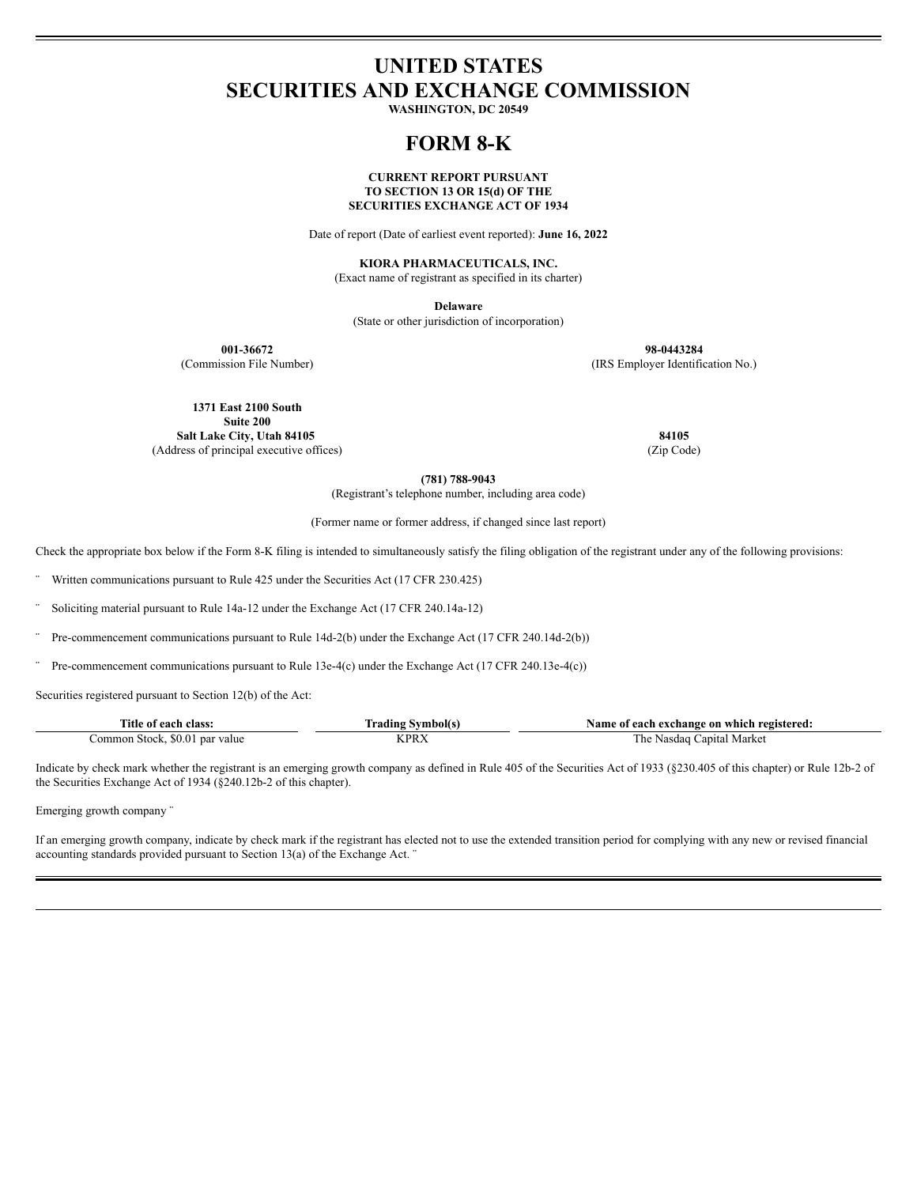# UNITED STATES
# SECURITIES AND EXCHANGE COMMISSION

**WASHINGTON, DC 20549**

# FORM 8-K

**CURRENT REPORT PURSUANT**
**TO SECTION 13 OR 15(d) OF THE**
**SECURITIES EXCHANGE ACT OF 1934**

Date of report (Date of earliest event reported): **June 16, 2022**

**KIORA PHARMACEUTICALS, INC.**
(Exact name of registrant as specified in its charter)

**Delaware**
(State or other jurisdiction of incorporation)

| **001-36672** | **98-0443284** |
|---|---|
| (Commission File Number) | (IRS Employer Identification No.) |

| **1371 East 2100 South**<br>**Suite 200**<br>**Salt Lake City, Utah 84105** | **84105** |
|---|---|
| (Address of principal executive offices) | (Zip Code) |

**(781) 788-9043**
(Registrant's telephone number, including area code)

(Former name or former address, if changed since last report)

Check the appropriate box below if the Form 8-K filing is intended to simultaneously satisfy the filing obligation of the registrant under any of the following provisions:

¨ Written communications pursuant to Rule 425 under the Securities Act (17 CFR 230.425)

¨ Soliciting material pursuant to Rule 14a-12 under the Exchange Act (17 CFR 240.14a-12)

¨ Pre-commencement communications pursuant to Rule 14d-2(b) under the Exchange Act (17 CFR 240.14d-2(b))

¨ Pre-commencement communications pursuant to Rule 13e-4(c) under the Exchange Act (17 CFR 240.13e-4(c))

Securities registered pursuant to Section 12(b) of the Act:

| Title of each class: | Trading Symbol(s) | Name of each exchange on which registered: |
|---|---|---|
| Common Stock, $0.01 par value | KPRX | The Nasdaq Capital Market |

Indicate by check mark whether the registrant is an emerging growth company as defined in Rule 405 of the Securities Act of 1933 (§230.405 of this chapter) or Rule 12b-2 of the Securities Exchange Act of 1934 (§240.12b-2 of this chapter).

Emerging growth company ¨

If an emerging growth company, indicate by check mark if the registrant has elected not to use the extended transition period for complying with any new or revised financial accounting standards provided pursuant to Section 13(a) of the Exchange Act. ¨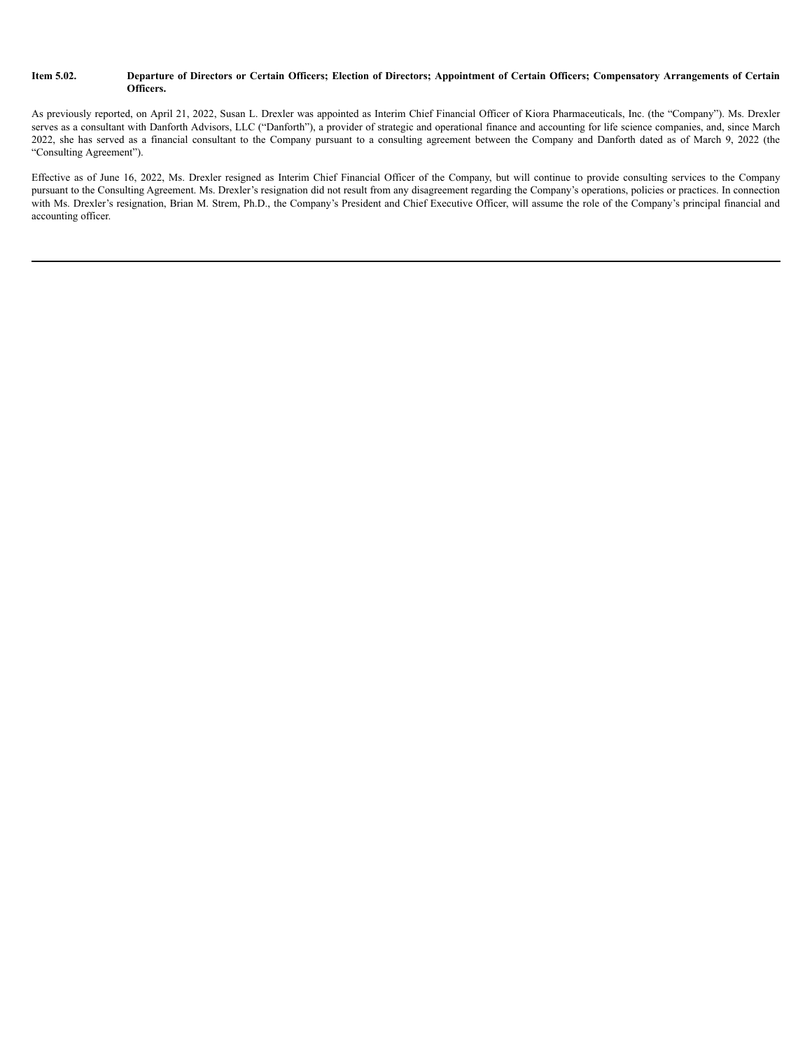**Item 5.02. Departure of Directors or Certain Officers; Election of Directors; Appointment of Certain Officers; Compensatory Arrangements of Certain Officers.**

As previously reported, on April 21, 2022, Susan L. Drexler was appointed as Interim Chief Financial Officer of Kiora Pharmaceuticals, Inc. (the "Company"). Ms. Drexler serves as a consultant with Danforth Advisors, LLC ("Danforth"), a provider of strategic and operational finance and accounting for life science companies, and, since March 2022, she has served as a financial consultant to the Company pursuant to a consulting agreement between the Company and Danforth dated as of March 9, 2022 (the "Consulting Agreement").

Effective as of June 16, 2022, Ms. Drexler resigned as Interim Chief Financial Officer of the Company, but will continue to provide consulting services to the Company pursuant to the Consulting Agreement. Ms. Drexler's resignation did not result from any disagreement regarding the Company's operations, policies or practices. In connection with Ms. Drexler's resignation, Brian M. Strem, Ph.D., the Company's President and Chief Executive Officer, will assume the role of the Company's principal financial and accounting officer.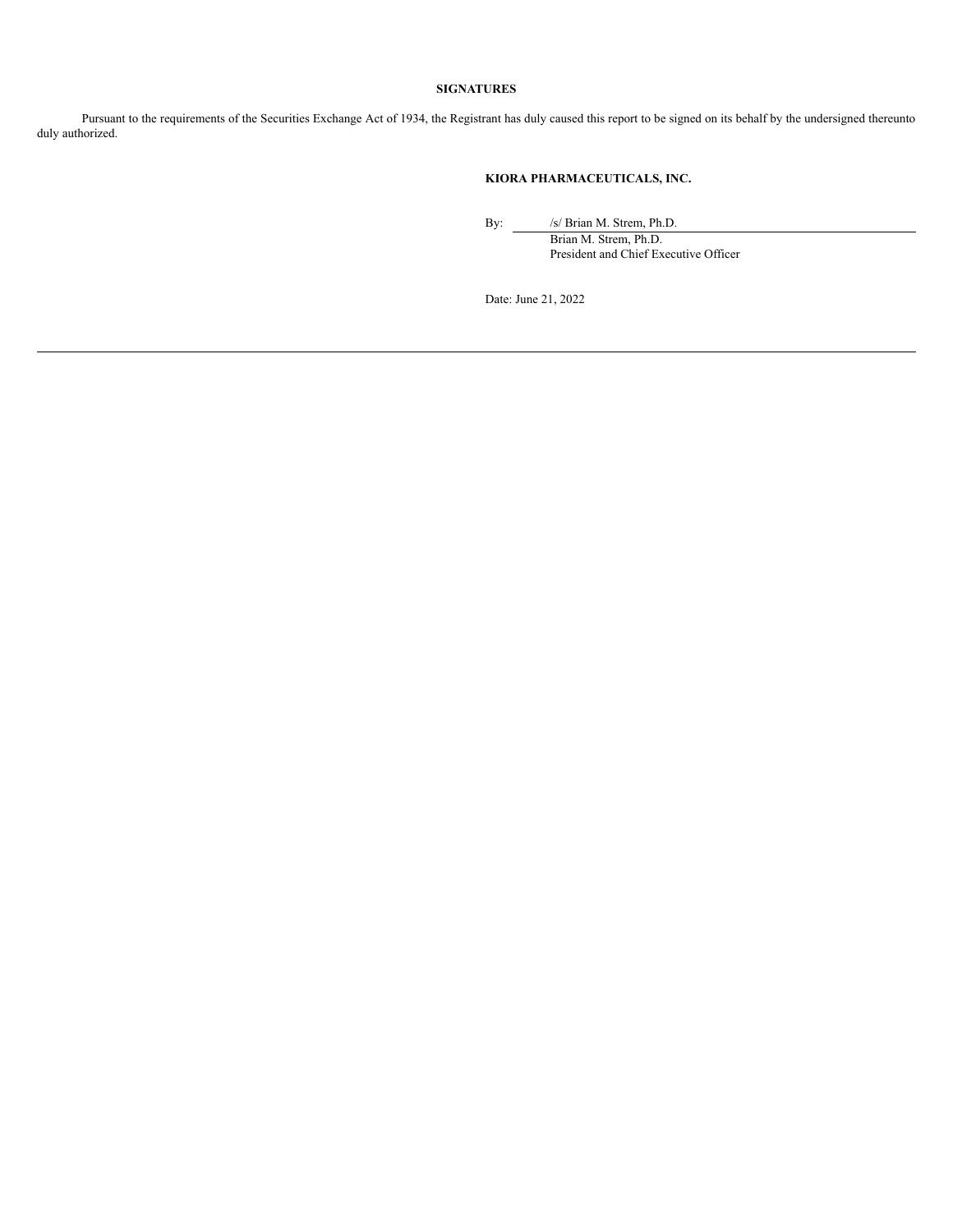**SIGNATURES**

Pursuant to the requirements of the Securities Exchange Act of 1934, the Registrant has duly caused this report to be signed on its behalf by the undersigned thereunto duly authorized.

**KIORA PHARMACEUTICALS, INC.**

By: /s/ Brian M. Strem, Ph.D.
Brian M. Strem, Ph.D.
President and Chief Executive Officer

Date: June 21, 2022